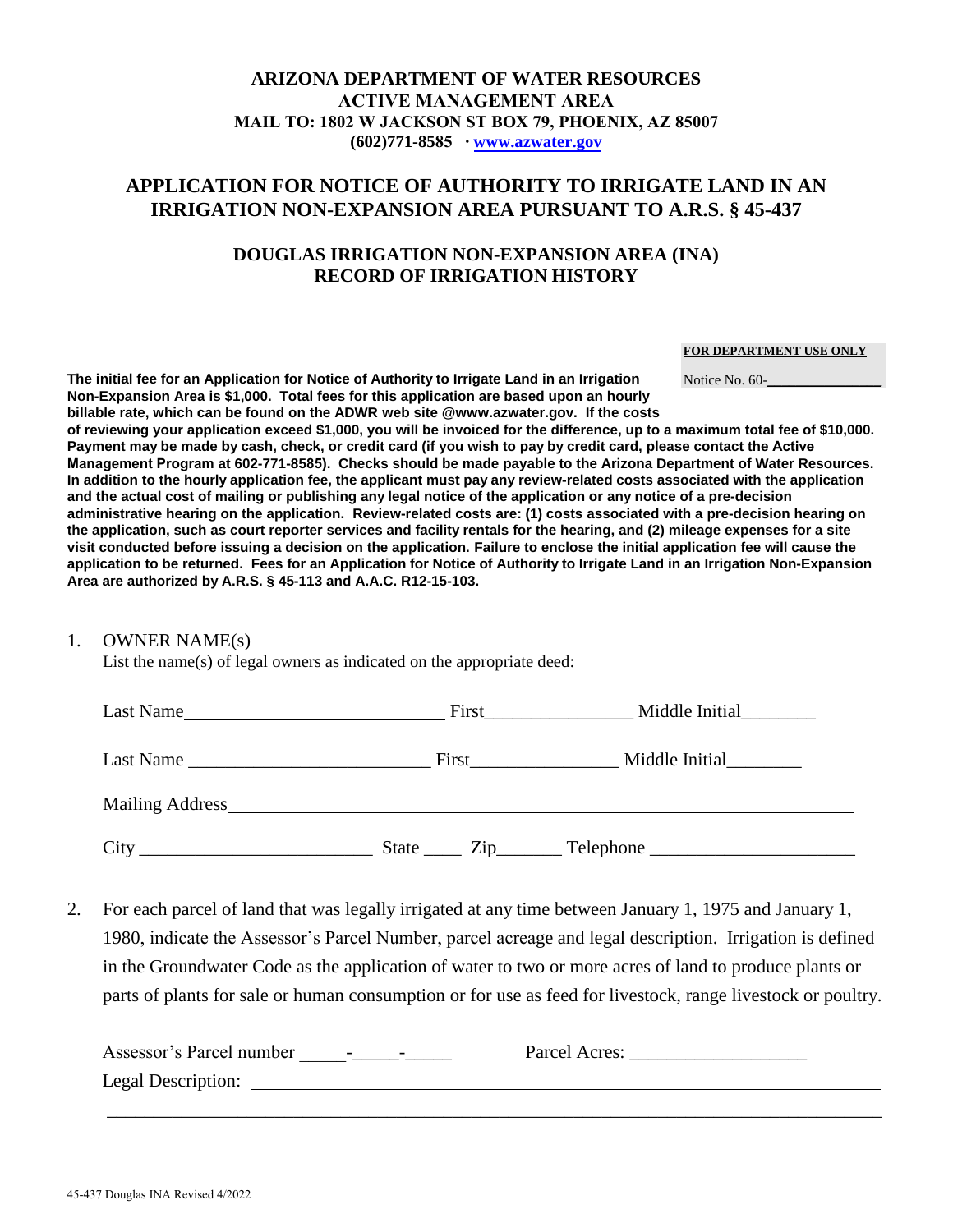**ARIZONA DEPARTMENT OF WATER RESOURCES**
**ACTIVE MANAGEMENT AREA**
**MAIL TO: 1802 W JACKSON ST BOX 79, PHOENIX, AZ 85007**
**(602)771-8585 · www.azwater.gov**

# APPLICATION FOR NOTICE OF AUTHORITY TO IRRIGATE LAND IN AN IRRIGATION NON-EXPANSION AREA PURSUANT TO A.R.S. § 45-437

## DOUGLAS IRRIGATION NON-EXPANSION AREA (INA) RECORD OF IRRIGATION HISTORY

**FOR DEPARTMENT USE ONLY**

Notice No. 60-\_\_\_\_\_\_\_\_\_\_\_\_\_\_

**The initial fee for an Application for Notice of Authority to Irrigate Land in an Irrigation Non-Expansion Area is $1,000. Total fees for this application are based upon an hourly billable rate, which can be found on the ADWR web site @www.azwater.gov. If the costs of reviewing your application exceed $1,000, you will be invoiced for the difference, up to a maximum total fee of $10,000. Payment may be made by cash, check, or credit card (if you wish to pay by credit card, please contact the Active Management Program at 602-771-8585). Checks should be made payable to the Arizona Department of Water Resources. In addition to the hourly application fee, the applicant must pay any review-related costs associated with the application and the actual cost of mailing or publishing any legal notice of the application or any notice of a pre-decision administrative hearing on the application. Review-related costs are: (1) costs associated with a pre-decision hearing on the application, such as court reporter services and facility rentals for the hearing, and (2) mileage expenses for a site visit conducted before issuing a decision on the application. Failure to enclose the initial application fee will cause the application to be returned. Fees for an Application for Notice of Authority to Irrigate Land in an Irrigation Non-Expansion Area are authorized by A.R.S. § 45-113 and A.A.C. R12-15-103.**

1. OWNER NAME(s)

   List the name(s) of legal owners as indicated on the appropriate deed:

   Last Name\_\_\_\_\_\_\_\_\_\_\_\_\_\_\_\_\_\_\_\_\_\_\_\_\_\_\_\_ First\_\_\_\_\_\_\_\_\_\_\_\_\_\_\_\_ Middle Initial\_\_\_\_\_\_\_\_

   Last Name \_\_\_\_\_\_\_\_\_\_\_\_\_\_\_\_\_\_\_\_\_\_\_\_\_\_ First\_\_\_\_\_\_\_\_\_\_\_\_\_\_\_\_ Middle Initial\_\_\_\_\_\_\_\_

   Mailing Address\_\_\_\_\_\_\_\_\_\_\_\_\_\_\_\_\_\_\_\_\_\_\_\_\_\_\_\_\_\_\_\_\_\_\_\_\_\_\_\_\_\_\_\_\_\_\_\_\_\_\_\_\_\_\_\_\_\_\_\_\_\_\_\_

   City \_\_\_\_\_\_\_\_\_\_\_\_\_\_\_\_\_\_\_\_\_\_\_\_\_\_ State \_\_\_\_ Zip\_\_\_\_\_\_\_ Telephone \_\_\_\_\_\_\_\_\_\_\_\_\_\_\_\_\_\_\_\_\_\_

2. For each parcel of land that was legally irrigated at any time between January 1, 1975 and January 1, 1980, indicate the Assessor's Parcel Number, parcel acreage and legal description. Irrigation is defined in the Groundwater Code as the application of water to two or more acres of land to produce plants or parts of plants for sale or human consumption or for use as feed for livestock, range livestock or poultry.

   Assessor's Parcel number \_\_\_\_\_-\_\_\_\_\_-\_\_\_\_\_ Parcel Acres: \_\_\_\_\_\_\_\_\_\_\_\_\_\_\_\_\_\_\_

   Legal Description: \_\_\_\_\_\_\_\_\_\_\_\_\_\_\_\_\_\_\_\_\_\_\_\_\_\_\_\_\_\_\_\_\_\_\_\_\_\_\_\_\_\_\_\_\_\_\_\_\_\_\_\_\_\_\_\_\_\_\_\_\_\_\_\_\_\_\_\_

   \_\_\_\_\_\_\_\_\_\_\_\_\_\_\_\_\_\_\_\_\_\_\_\_\_\_\_\_\_\_\_\_\_\_\_\_\_\_\_\_\_\_\_\_\_\_\_\_\_\_\_\_\_\_\_\_\_\_\_\_\_\_\_\_\_\_\_\_\_\_\_\_\_\_\_\_\_\_\_\_\_\_\_\_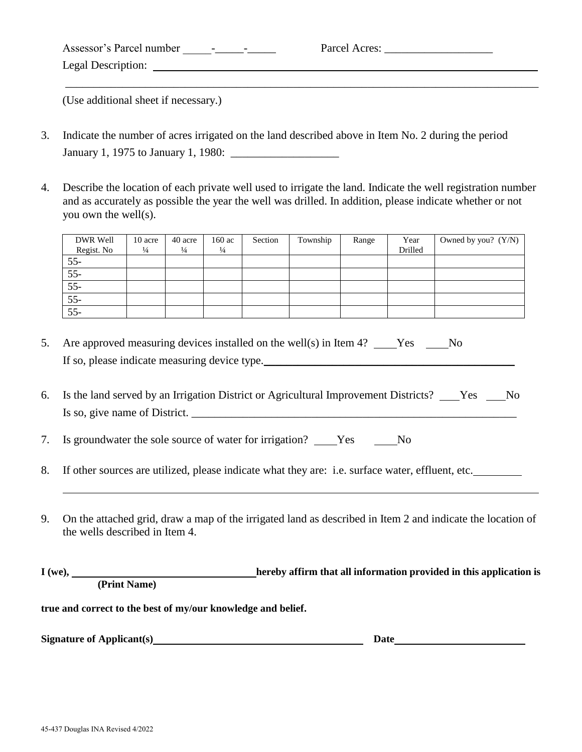Assessor's Parcel number _____-_____-_____ Parcel Acres: ___________________

Legal Description: ___________________________________________________________

_____________________________________________________________________________

(Use additional sheet if necessary.)

3. Indicate the number of acres irrigated on the land described above in Item No. 2 during the period January 1, 1975 to January 1, 1980: ___________________

4. Describe the location of each private well used to irrigate the land. Indicate the well registration number and as accurately as possible the year the well was drilled. In addition, please indicate whether or not you own the well(s).

| DWR Well Regist. No | 10 acre ¼ | 40 acre ¼ | 160 ac ¼ | Section | Township | Range | Year Drilled | Owned by you? (Y/N) |
|---|---|---|---|---|---|---|---|---|
| 55- | | | | | | | | |
| 55- | | | | | | | | |
| 55- | | | | | | | | |
| 55- | | | | | | | | |
| 55- | | | | | | | | |

5. Are approved measuring devices installed on the well(s) in Item 4? ____Yes ____No
   If so, please indicate measuring device type.________________________________

6. Is the land served by an Irrigation District or Agricultural Improvement Districts? ___Yes ___No
   Is so, give name of District. ________________________________________________

7. Is groundwater the sole source of water for irrigation? ____Yes ____No

8. If other sources are utilized, please indicate what they are: i.e. surface water, effluent, etc.________

_____________________________________________________________________________

9. On the attached grid, draw a map of the irrigated land as described in Item 2 and indicate the location of the wells described in Item 4.

**I (we), ___________________________________ hereby affirm that all information provided in this application is**
**(Print Name)**

**true and correct to the best of my/our knowledge and belief.**

**Signature of Applicant(s)________________________________________ Date_________________________**

45-437 Douglas INA Revised 4/2022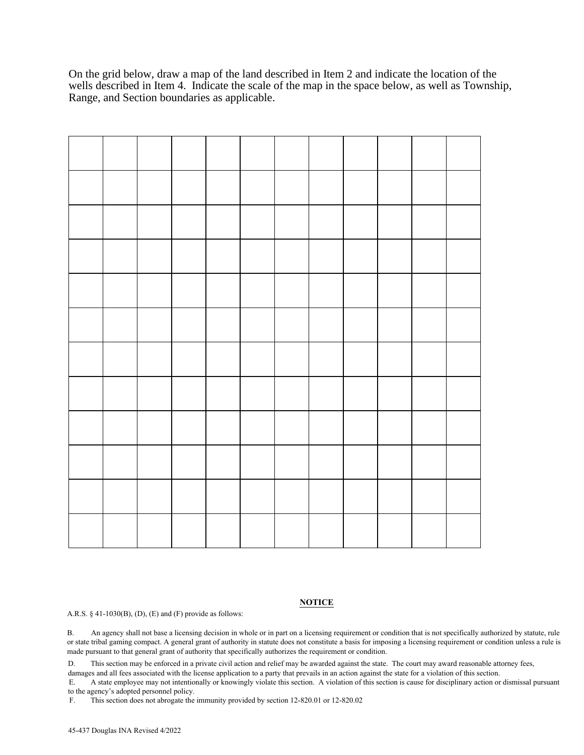On the grid below, draw a map of the land described in Item 2 and indicate the location of the wells described in Item 4. Indicate the scale of the map in the space below, as well as Township, Range, and Section boundaries as applicable.

**NOTICE**

A.R.S. § 41-1030(B), (D), (E) and (F) provide as follows:

B. An agency shall not base a licensing decision in whole or in part on a licensing requirement or condition that is not specifically authorized by statute, rule or state tribal gaming compact. A general grant of authority in statute does not constitute a basis for imposing a licensing requirement or condition unless a rule is made pursuant to that general grant of authority that specifically authorizes the requirement or condition.

D. This section may be enforced in a private civil action and relief may be awarded against the state. The court may award reasonable attorney fees, damages and all fees associated with the license application to a party that prevails in an action against the state for a violation of this section.

E. A state employee may not intentionally or knowingly violate this section. A violation of this section is cause for disciplinary action or dismissal pursuant to the agency's adopted personnel policy.

F. This section does not abrogate the immunity provided by section 12-820.01 or 12-820.02